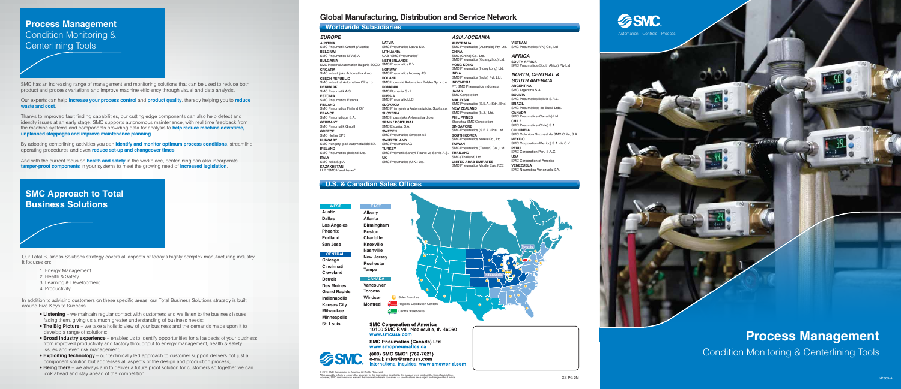# Process Management

## Condition Monitoring & Centerlining Tools

SMC has an increasing range of management and monitoring solutions that can be used to reduce both product and process variations and improve machine efficiency through visual and data analysis.

Our experts can help **increase your process control** and **product quality**, thereby helping you to **reduce waste and cost**.

Thanks to improved fault finding capabilities, our cutting edge components can also help detect and identify issues at an early stage. SMC supports autonomous maintenance, with real time feedback from the machine systems and components providing data for analysis to **help reduce machine downtime, unplanned stoppages and improve maintenance planning**.

By adopting centerlining activities you can **identify and monitor optimum process conditions**, streamline operating procedures and even **reduce set-up and changeover times**.

And with the current focus on **health and safety** in the workplace, centerlining can also incorporate **tamper-proof components** in your systems to meet the growing need of **increased legislation**.

## SMC Approach to Total Business Solutions

Our Total Business Solutions strategy covers all aspects of today's highly complex manufacturing industry. It focuses on:

1. Energy Management
2. Health & Safety
3. Learning & Development
4. Productivity

In addition to advising customers on these specific areas, our Total Business Solutions strategy is built around five Keys to Success

- **Listening** – we maintain regular contact with customers and we listen to the business issues facing them, giving us a much greater understanding of business needs;
- **The Big Picture** – we take a holistic view of your business and the demands made upon it to develop a range of solutions;
- **Broad industry experience** – enables us to identify opportunities for all aspects of your business, from improved productivity and factory throughput to energy management, health & safety issues and even risk management;
- **Exploiting technology** – our technically led approach to customer support delivers not just a component solution but addresses all aspects of the design and production process;
- **Being there** – we always aim to deliver a future proof solution for customers so together we can look ahead and stay ahead of the competition.

## Global Manufacturing, Distribution and Service Network

### Worldwide Subsidiaries

#### EUROPE

**AUSTRIA**
SMC Pneumatik GmbH (Austria)
**BELGIUM**
SMC Pneumatics N.V./S.A.
**BULGARIA**
SMC Industrial Automation Bulgaria EOOD
**CROATIA**
SMC Industrijska Automatika d.o.o.
**CZECH REPUBLIC**
SMC Industrial Automation CZ s.r.o.
**DENMARK**
SMC Pneumatik A/S
**ESTONIA**
SMC Pneumatics Estonia
**FINLAND**
SMC Pneumatics Finland OY
**FRANCE**
SMC Pneumatique S.A.
**GERMANY**
SMC Pneumatik GmbH
**GREECE**
SMC Hellas EPE
**HUNGARY**
SMC Hungary Ipari Automatizálási Kft.
**IRELAND**
SMC Pneumatics (Ireland) Ltd.
**ITALY**
SMC Italia S.p.A.
**KAZAKHSTAN**
LLP "SMC Kazakhstan"
**LATVIA**
SMC Pneumatics Latvia SIA
**LITHUANIA**
UAB "SMC Pneumatics"
**NETHERLANDS**
SMC Pneumatics B.V.
**NORWAY**
SMC Pneumatics Norway AS
**POLAND**
SMC Industrial Automation Polska Sp. z o.o.
**ROMANIA**
SMC Romania S.r.l.
**RUSSIA**
SMC Pneumatik LLC.
**SLOVAKIA**
SMC Priemyselná Automatizácia, Spol s.r.o.
**SLOVENIA**
SMC Industrijska Avtomatika d.o.o.
**SPAIN / PORTUGAL**
SMC España, S.A.
**SWEDEN**
SMC Pneumatics Sweden AB
**SWITZERLAND**
SMC Pneumatik AG
**TURKEY**
SMC Pnömatik Sanayi Ticaret ve Servis A.Ş.
**UK**
SMC Pneumatics (U.K.) Ltd.

#### ASIA / OCEANIA

**AUSTRALIA**
SMC Pneumatics (Australia) Pty. Ltd.
**CHINA**
SMC (China) Co., Ltd.
SMC Pneumatics (Guangzhou) Ltd.
**HONG KONG**
SMC Pneumatics (Hong kong) Ltd.
**INDIA**
SMC Pneumatics (India) Pvt. Ltd.
**INDONESIA**
PT. SMC Pneumatics Indonesia
**JAPAN**
SMC Corporation
**MALAYSIA**
SMC Pneumatics (S.E.A.) Sdn. Bhd.
**NEW ZEALAND**
SMC Pneumatics (N.Z.) Ltd.
**PHILIPPINES**
Shoketsu SMC Corporation
**SINGAPORE**
SMC Pneumatics (S.E.A.) Pte. Ltd.
**SOUTH KOREA**
SMC Pneumatics Korea Co., Ltd.
**TAIWAN**
SMC Pneumatics (Taiwan) Co., Ltd.
**THAILAND**
SMC (Thailand) Ltd.
**UNITED ARAB EMIRATES**
SMC Pneumatics Middle East FZE
**VIETNAM**
SMC Pneumatics (VN) Co., Ltd

#### AFRICA

**SOUTH AFRICA**
SMC Pneumatics (South Africa) Pty Ltd

#### NORTH, CENTRAL & SOUTH AMERICA

**ARGENTINA**
SMC Argentina S.A.
**BOLIVIA**
SMC Pneumatics Bolivia S.R.L.
**BRAZIL**
SMC Pneumáticos do Brasil Ltda.
**CANADA**
SMC Pneumatics (Canada) Ltd.
**CHILE**
SMC Pneumatics (Chile) S.A.
**COLOMBIA**
SMC Colombia Sucursal de SMC Chile, S.A.
**MEXICO**
SMC Corporation (Mexico) S.A. de C.V.
**PERU**
SMC Corporation Peru S.A.C.
**USA**
SMC Corporation of America
**VENEZUELA**
SMC Neumatica Venezuela S.A.

### U.S. & Canadian Sales Offices

**WEST**
Austin
Dallas
Los Angeles
Phoenix
Portland
San Jose

**CENTRAL**
Chicago
Cincinnati
Cleveland
Detroit
Des Moines
Grand Rapids
Indianapolis
Kansas City
Milwaukee
Minneapolis
St. Louis

**EAST**
Albany
Atlanta
Birmingham
Boston
Charlotte
Knoxville
Nashville
New Jersey
Rochester
Tampa

**CANADA**
Vancouver
Toronto
Windsor
Montreal

Sales Branches
Regional Distribution Centers
Central warehouse

Toronto
Indianapolis

**SMC Corporation of America**
10100 SMC Blvd., Noblesville, IN 46060
www.smcusa.com

**SMC Pneumatics (Canada) Ltd.**
www.smcpneumatics.ca

(800) SMC.SMC1 (762-7621)
e-mail: sales@smcusa.com
International inquiries: www.smcworld.com

© 2019 SMC Corporation of America, All Rights Reserved.
All reasonable efforts to ensure the accuracy of the information detailed in this catalog were made at the time of publishing. However, SMC can in no way warrant the information herein contained as specifications are subject to change without notice.

XS-PG-2M

SMC
Automation – Controls – Process

# Process Management

Condition Monitoring & Centerlining Tools

NP369-A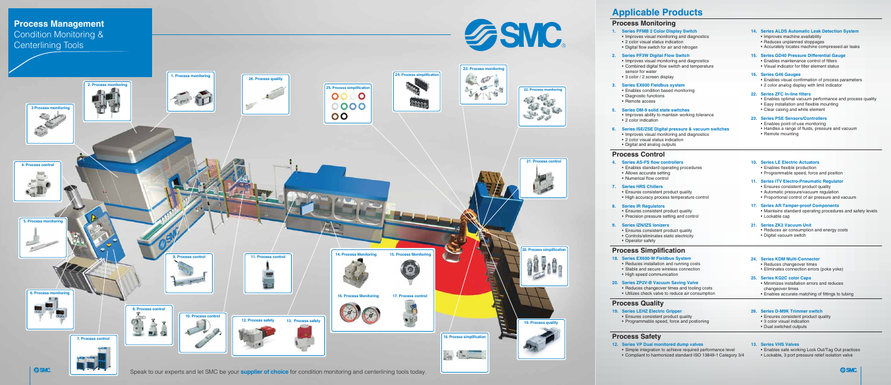# Process Management
## Condition Monitoring & Centerlining Tools

1. Process monitoring
2. Process monitoring
3. Process monitoring
4. Process control
5. Process monitoring
6. Process monitoring
7. Process control
8. Process control
9. Process control
10. Process control
11. Process control
12. Process safety
13. Process safety
14. Process Monitoring
15. Process Monitoring
16. Process Monitoring
17. Process control
18. Process simplification
19. Process quality
20. Process simplification
21. Process control
22. Process monitoring
23. Process monitoring
24. Process simplification
25. Process simplification
26. Process quality

Speak to our experts and let SMC be your **supplier of choice** for condition monitoring and centerlining tools today.

# Applicable Products

## Process Monitoring

1. **Series PFMB 2 Color Display Switch**
   - Improves visual monitoring and diagnostics
   - 2 color visual status indication
   - Digital flow switch for air and nitrogen
2. **Series PF3W Digital Flow Switch**
   - Improves visual monitoring and diagnostics
   - Combined digital flow switch and temperature sensor for water
   - 3 color / 2 screen display
3. **Series EX600 Fieldbus system**
   - Enables condition based monitoring
   - Diagnostic functions
   - Remote access
5. **Series DM-9 solid state switches**
   - Improves ability to maintain working tolerance
   - 2 color indication
6. **Series ISE/ZSE Digital pressure & vacuum switches**
   - Improves visual monitoring and diagnostics
   - 2 color visual status indication
   - Digital and analog outputs
14. **Series ALDS Automatic Leak Detection System**
   - Improves machine availability
   - Reduces unplanned stoppages
   - Accurately locates machine compressed air leaks
15. **Series GD40 Pressure Differential Gauge**
   - Enables maintenance control of filters
   - Visual indicator for filter element status
16. **Series G46 Gauges**
   - Enables visual confirmation of process parameters
   - 2 color analog display with limit indicator
22. **Series ZFC In-line filters**
   - Enables optimal vacuum performance and process quality
   - Easy installation and flexible mounting
   - Clear casing and white element
23. **Series PSE Sensors/Controllers**
   - Enables point-of-use monitoring
   - Handles a range of fluids, pressure and vacuum
   - Remote mounting

## Process Control

4. **Series AS-FS flow controllers**
   - Enables standard operating procedures
   - Allows accurate setting
   - Numerical flow control
7. **Series HRS Chillers**
   - Ensures consistent product quality
   - High accuracy process temperature control
8. **Series IR Regulators**
   - Ensures consistent product quality
   - Precision pressure setting and control
9. **Series IZN/IZS Ionizers**
   - Ensures consistent product quality
   - Controls/eliminates static electricity
   - Operator safety
10. **Series LE Electric Actuators**
    - Enables flexible production
    - Programmable speed, force and position
11. **Series ITV Electro-Pneumatic Regulator**
    - Ensures consistent product quality
    - Automatic pressure/vacuum regulation
    - Proportional control of air pressure and vacuum
17. **Series AR Tamper-proof Components**
    - Maintains standard operating procedures and safety levels
    - Lockable cap
21. **Series ZK2 Vacuum Unit**
    - Reduces air consumption and energy costs
    - Digital vacuum switch

## Process Simplification

18. **Series EX600-W Fieldbus System**
    - Reduces installation and running costs
    - Stable and secure wireless connection
    - High speed communication
20. **Series ZP2V-B Vacuum Saving Valve**
    - Reduces changeover times and tooling costs
    - Utilizes check valve to reduce air consumption
24. **Series KDM Multi-Connector**
    - Reduces changeover times
    - Eliminates connection errors (poke yoke)
25. **Series KQ2C color Caps**
    - Minimizes installation errors and reduces changeover times
    - Enables accurate matching of fittings to tubing

## Process Quality

19. **Series LEHZ Electric Gripper**
    - Ensures consistent product quality
    - Programmable speed, force and postioning
26. **Series D-M9K Trimmer switch**
    - Ensures consistent product quality
    - 3 color visual indication
    - Dual switched outputs

## Process Safety

12. **Series VP Dual monitored dump valves**
    - Simple integration to achieve required performance level
    - Compliant to harmonized standard ISO 13849-1 Category 3/4
13. **Series VHS Valves**
    - Enables safe working Lock Out/Tag Out practices
    - Lockable, 3 port pressure relief isolation valve